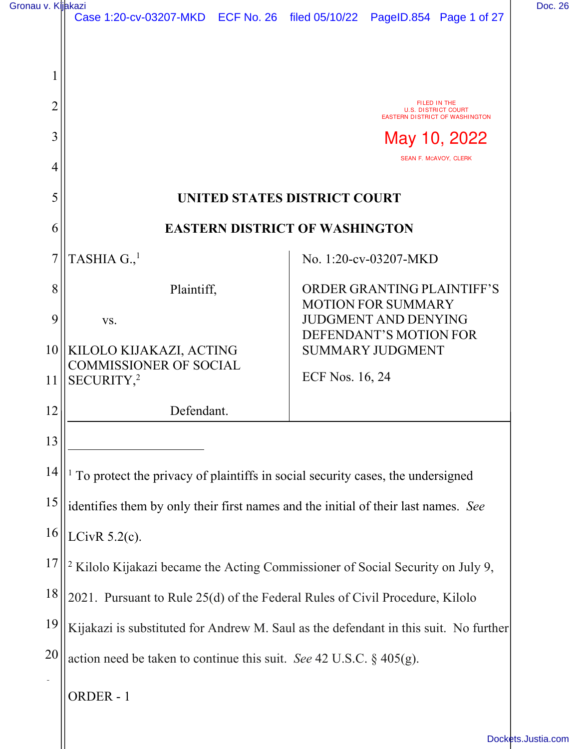FILED IN THE
U.S. DISTRICT COURT
EASTERN DISTRICT OF WASHINGTON

May 10, 2022

SEAN F. MCAVOY, CLERK

# UNITED STATES DISTRICT COURT

# EASTERN DISTRICT OF WASHINGTON

| | |
|---|---|
| TASHIA G.,[1]<br><br>Plaintiff,<br><br>vs.<br><br>KILOLO KIJAKAZI, ACTING COMMISSIONER OF SOCIAL SECURITY,[2]<br><br>Defendant. | No. 1:20-cv-03207-MKD<br><br>ORDER GRANTING PLAINTIFF'S MOTION FOR SUMMARY JUDGMENT AND DENYING DEFENDANT'S MOTION FOR SUMMARY JUDGMENT<br><br>ECF Nos. 16, 24 |

---

[1] To protect the privacy of plaintiffs in social security cases, the undersigned identifies them by only their first names and the initial of their last names. *See* LCivR 5.2(c).

[2] Kilolo Kijakazi became the Acting Commissioner of Social Security on July 9, 2021. Pursuant to Rule 25(d) of the Federal Rules of Civil Procedure, Kilolo Kijakazi is substituted for Andrew M. Saul as the defendant in this suit. No further action need be taken to continue this suit. *See* 42 U.S.C. § 405(g).

ORDER - 1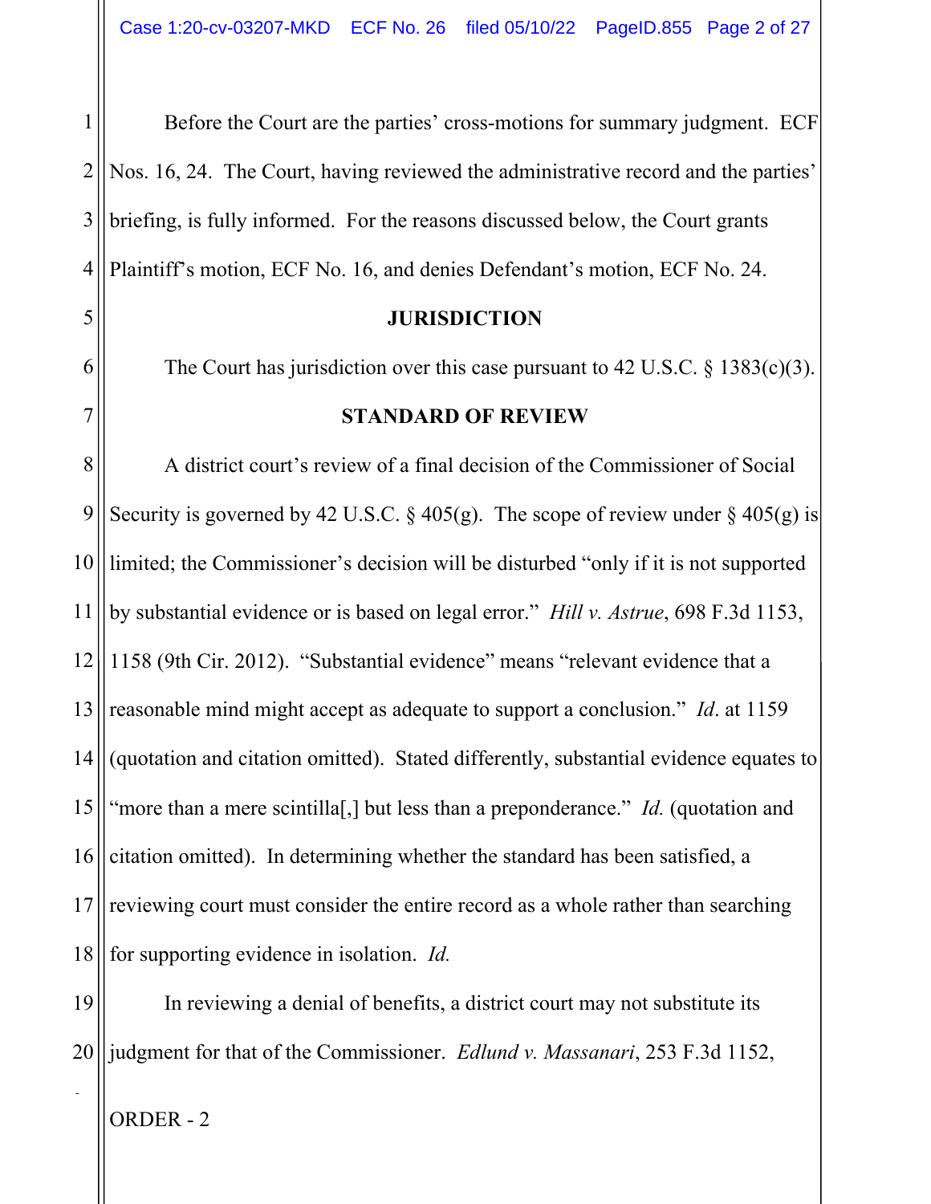Before the Court are the parties' cross-motions for summary judgment. ECF Nos. 16, 24. The Court, having reviewed the administrative record and the parties' briefing, is fully informed. For the reasons discussed below, the Court grants Plaintiff's motion, ECF No. 16, and denies Defendant's motion, ECF No. 24.

## JURISDICTION

The Court has jurisdiction over this case pursuant to 42 U.S.C. § 1383(c)(3).

## STANDARD OF REVIEW

A district court's review of a final decision of the Commissioner of Social Security is governed by 42 U.S.C. § 405(g). The scope of review under § 405(g) is limited; the Commissioner's decision will be disturbed "only if it is not supported by substantial evidence or is based on legal error." *Hill v. Astrue*, 698 F.3d 1153, 1158 (9th Cir. 2012). "Substantial evidence" means "relevant evidence that a reasonable mind might accept as adequate to support a conclusion." *Id*. at 1159 (quotation and citation omitted). Stated differently, substantial evidence equates to "more than a mere scintilla[,] but less than a preponderance." *Id.* (quotation and citation omitted). In determining whether the standard has been satisfied, a reviewing court must consider the entire record as a whole rather than searching for supporting evidence in isolation. *Id.*

In reviewing a denial of benefits, a district court may not substitute its judgment for that of the Commissioner. *Edlund v. Massanari*, 253 F.3d 1152,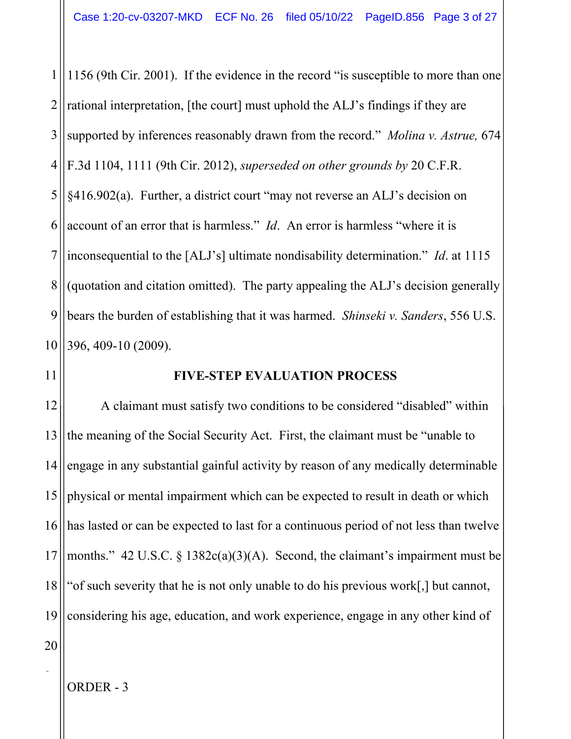1156 (9th Cir. 2001). If the evidence in the record "is susceptible to more than one rational interpretation, [the court] must uphold the ALJ's findings if they are supported by inferences reasonably drawn from the record." *Molina v. Astrue,* 674 F.3d 1104, 1111 (9th Cir. 2012), *superseded on other grounds by* 20 C.F.R. §416.902(a). Further, a district court "may not reverse an ALJ's decision on account of an error that is harmless." *Id*. An error is harmless "where it is inconsequential to the [ALJ's] ultimate nondisability determination." *Id*. at 1115 (quotation and citation omitted). The party appealing the ALJ's decision generally bears the burden of establishing that it was harmed. *Shinseki v. Sanders*, 556 U.S. 396, 409-10 (2009).

## FIVE-STEP EVALUATION PROCESS

A claimant must satisfy two conditions to be considered "disabled" within the meaning of the Social Security Act. First, the claimant must be "unable to engage in any substantial gainful activity by reason of any medically determinable physical or mental impairment which can be expected to result in death or which has lasted or can be expected to last for a continuous period of not less than twelve months." 42 U.S.C. § 1382c(a)(3)(A). Second, the claimant's impairment must be "of such severity that he is not only unable to do his previous work[,] but cannot, considering his age, education, and work experience, engage in any other kind of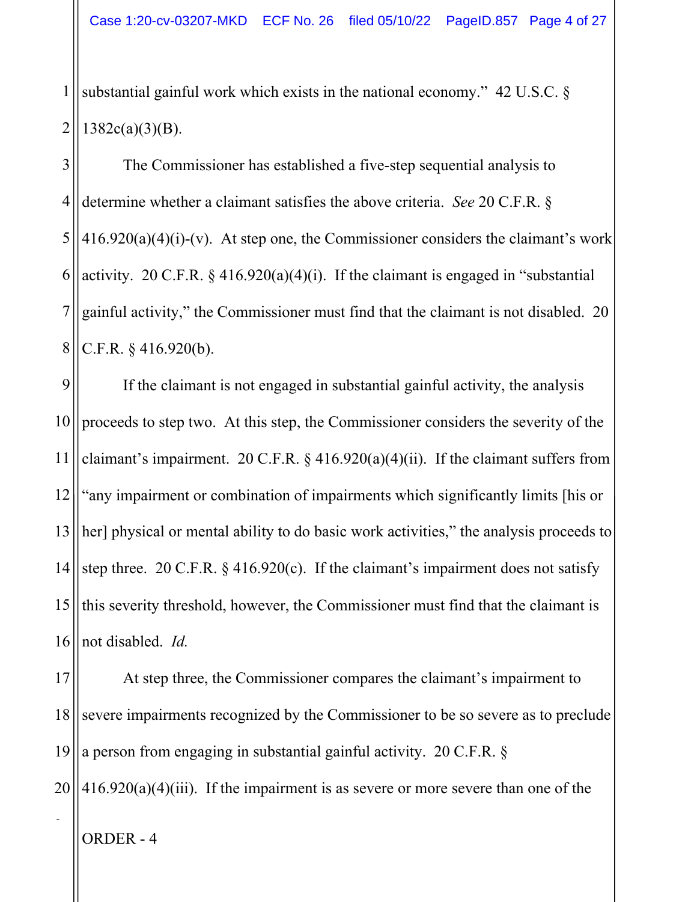substantial gainful work which exists in the national economy." 42 U.S.C. § 1382c(a)(3)(B).

The Commissioner has established a five-step sequential analysis to determine whether a claimant satisfies the above criteria. *See* 20 C.F.R. § 416.920(a)(4)(i)-(v). At step one, the Commissioner considers the claimant's work activity. 20 C.F.R. § 416.920(a)(4)(i). If the claimant is engaged in "substantial gainful activity," the Commissioner must find that the claimant is not disabled. 20 C.F.R. § 416.920(b).

If the claimant is not engaged in substantial gainful activity, the analysis proceeds to step two. At this step, the Commissioner considers the severity of the claimant's impairment. 20 C.F.R. § 416.920(a)(4)(ii). If the claimant suffers from "any impairment or combination of impairments which significantly limits [his or her] physical or mental ability to do basic work activities," the analysis proceeds to step three. 20 C.F.R. § 416.920(c). If the claimant's impairment does not satisfy this severity threshold, however, the Commissioner must find that the claimant is not disabled. *Id.*

At step three, the Commissioner compares the claimant's impairment to severe impairments recognized by the Commissioner to be so severe as to preclude a person from engaging in substantial gainful activity. 20 C.F.R. § 416.920(a)(4)(iii). If the impairment is as severe or more severe than one of the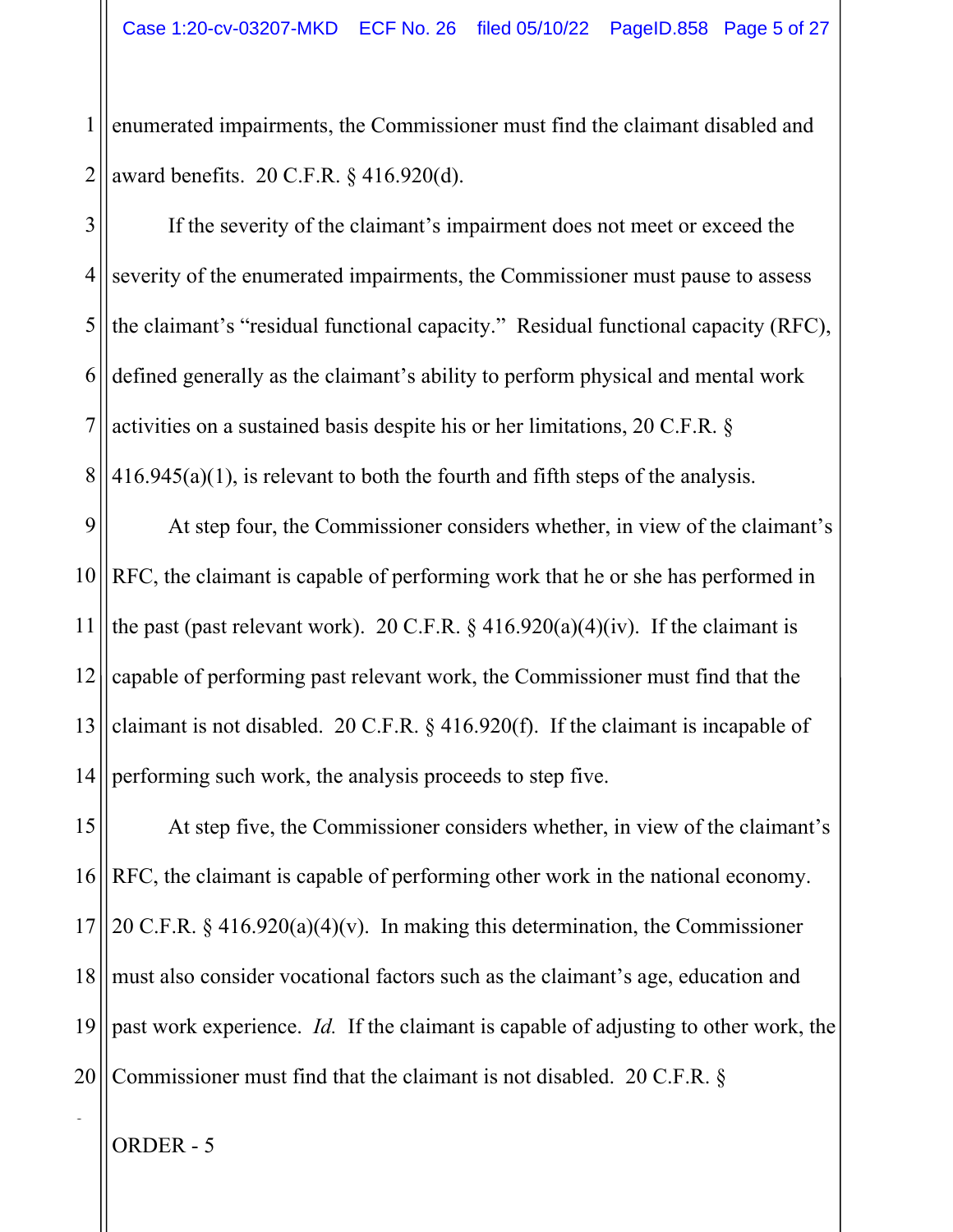enumerated impairments, the Commissioner must find the claimant disabled and award benefits. 20 C.F.R. § 416.920(d).

If the severity of the claimant's impairment does not meet or exceed the severity of the enumerated impairments, the Commissioner must pause to assess the claimant's "residual functional capacity." Residual functional capacity (RFC), defined generally as the claimant's ability to perform physical and mental work activities on a sustained basis despite his or her limitations, 20 C.F.R. § 416.945(a)(1), is relevant to both the fourth and fifth steps of the analysis.

At step four, the Commissioner considers whether, in view of the claimant's RFC, the claimant is capable of performing work that he or she has performed in the past (past relevant work). 20 C.F.R. § 416.920(a)(4)(iv). If the claimant is capable of performing past relevant work, the Commissioner must find that the claimant is not disabled. 20 C.F.R. § 416.920(f). If the claimant is incapable of performing such work, the analysis proceeds to step five.

At step five, the Commissioner considers whether, in view of the claimant's RFC, the claimant is capable of performing other work in the national economy. 20 C.F.R. § 416.920(a)(4)(v). In making this determination, the Commissioner must also consider vocational factors such as the claimant's age, education and past work experience. *Id.* If the claimant is capable of adjusting to other work, the Commissioner must find that the claimant is not disabled. 20 C.F.R. §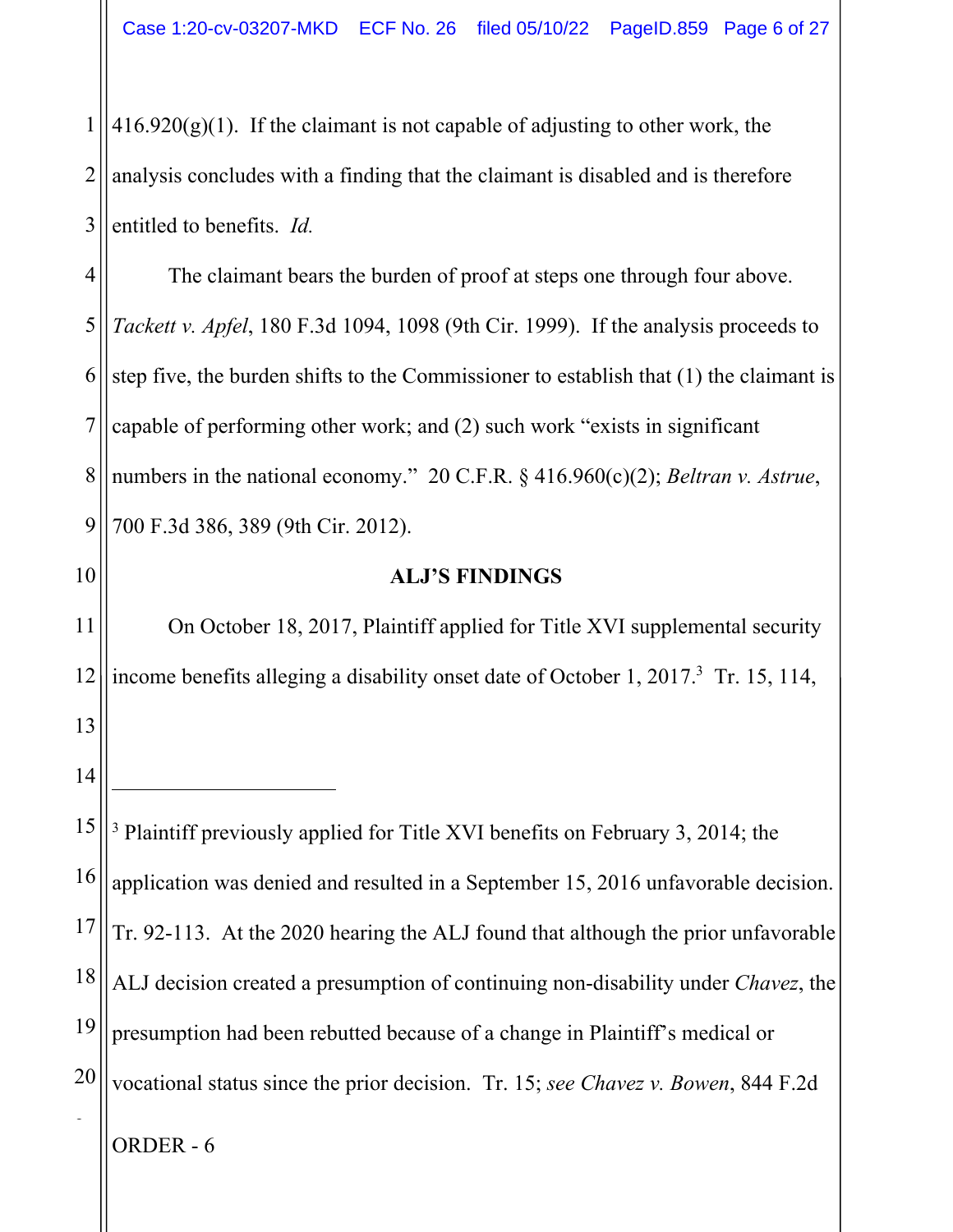416.920(g)(1). If the claimant is not capable of adjusting to other work, the analysis concludes with a finding that the claimant is disabled and is therefore entitled to benefits. *Id.*

The claimant bears the burden of proof at steps one through four above. *Tackett v. Apfel*, 180 F.3d 1094, 1098 (9th Cir. 1999). If the analysis proceeds to step five, the burden shifts to the Commissioner to establish that (1) the claimant is capable of performing other work; and (2) such work "exists in significant numbers in the national economy." 20 C.F.R. § 416.960(c)(2); *Beltran v. Astrue*, 700 F.3d 386, 389 (9th Cir. 2012).

**ALJ'S FINDINGS**

On October 18, 2017, Plaintiff applied for Title XVI supplemental security income benefits alleging a disability onset date of October 1, 2017.[3] Tr. 15, 114,

---

[3] Plaintiff previously applied for Title XVI benefits on February 3, 2014; the application was denied and resulted in a September 15, 2016 unfavorable decision. Tr. 92-113. At the 2020 hearing the ALJ found that although the prior unfavorable ALJ decision created a presumption of continuing non-disability under *Chavez*, the presumption had been rebutted because of a change in Plaintiff's medical or vocational status since the prior decision. Tr. 15; *see Chavez v. Bowen*, 844 F.2d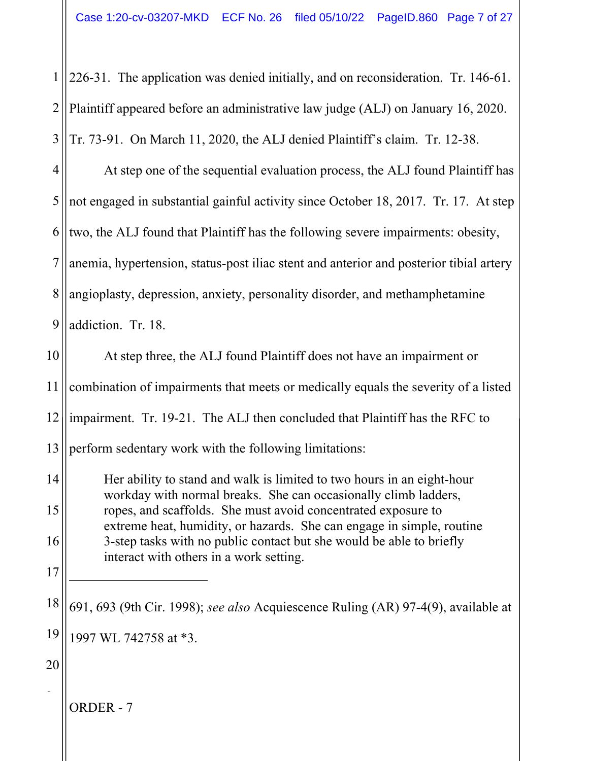226-31. The application was denied initially, and on reconsideration. Tr. 146-61. Plaintiff appeared before an administrative law judge (ALJ) on January 16, 2020. Tr. 73-91. On March 11, 2020, the ALJ denied Plaintiff's claim. Tr. 12-38.

At step one of the sequential evaluation process, the ALJ found Plaintiff has not engaged in substantial gainful activity since October 18, 2017. Tr. 17. At step two, the ALJ found that Plaintiff has the following severe impairments: obesity, anemia, hypertension, status-post iliac stent and anterior and posterior tibial artery angioplasty, depression, anxiety, personality disorder, and methamphetamine addiction. Tr. 18.

At step three, the ALJ found Plaintiff does not have an impairment or combination of impairments that meets or medically equals the severity of a listed impairment. Tr. 19-21. The ALJ then concluded that Plaintiff has the RFC to perform sedentary work with the following limitations:

> Her ability to stand and walk is limited to two hours in an eight-hour workday with normal breaks. She can occasionally climb ladders, ropes, and scaffolds. She must avoid concentrated exposure to extreme heat, humidity, or hazards. She can engage in simple, routine 3-step tasks with no public contact but she would be able to briefly interact with others in a work setting.

---

691, 693 (9th Cir. 1998); *see also* Acquiescence Ruling (AR) 97-4(9), available at 1997 WL 742758 at *3.

ORDER - 7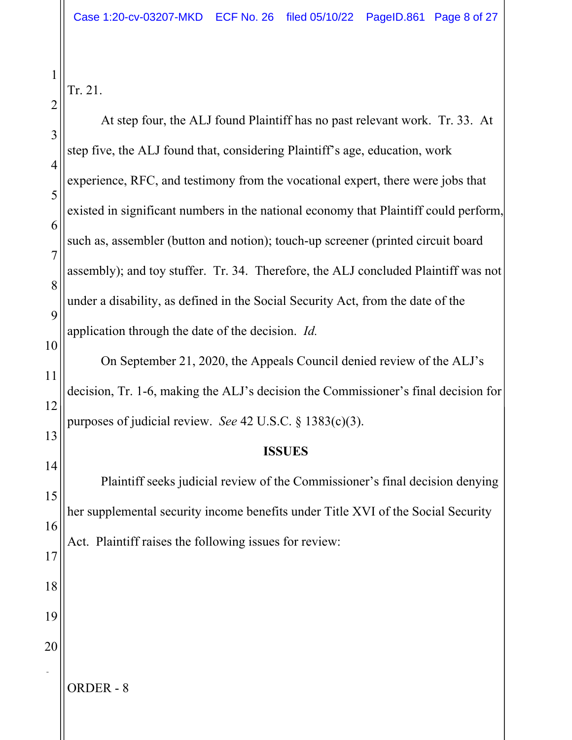Tr. 21.

At step four, the ALJ found Plaintiff has no past relevant work. Tr. 33. At step five, the ALJ found that, considering Plaintiff's age, education, work experience, RFC, and testimony from the vocational expert, there were jobs that existed in significant numbers in the national economy that Plaintiff could perform, such as, assembler (button and notion); touch-up screener (printed circuit board assembly); and toy stuffer. Tr. 34. Therefore, the ALJ concluded Plaintiff was not under a disability, as defined in the Social Security Act, from the date of the application through the date of the decision. *Id.*

On September 21, 2020, the Appeals Council denied review of the ALJ's decision, Tr. 1-6, making the ALJ's decision the Commissioner's final decision for purposes of judicial review. *See* 42 U.S.C. § 1383(c)(3).

## ISSUES

Plaintiff seeks judicial review of the Commissioner's final decision denying her supplemental security income benefits under Title XVI of the Social Security Act. Plaintiff raises the following issues for review: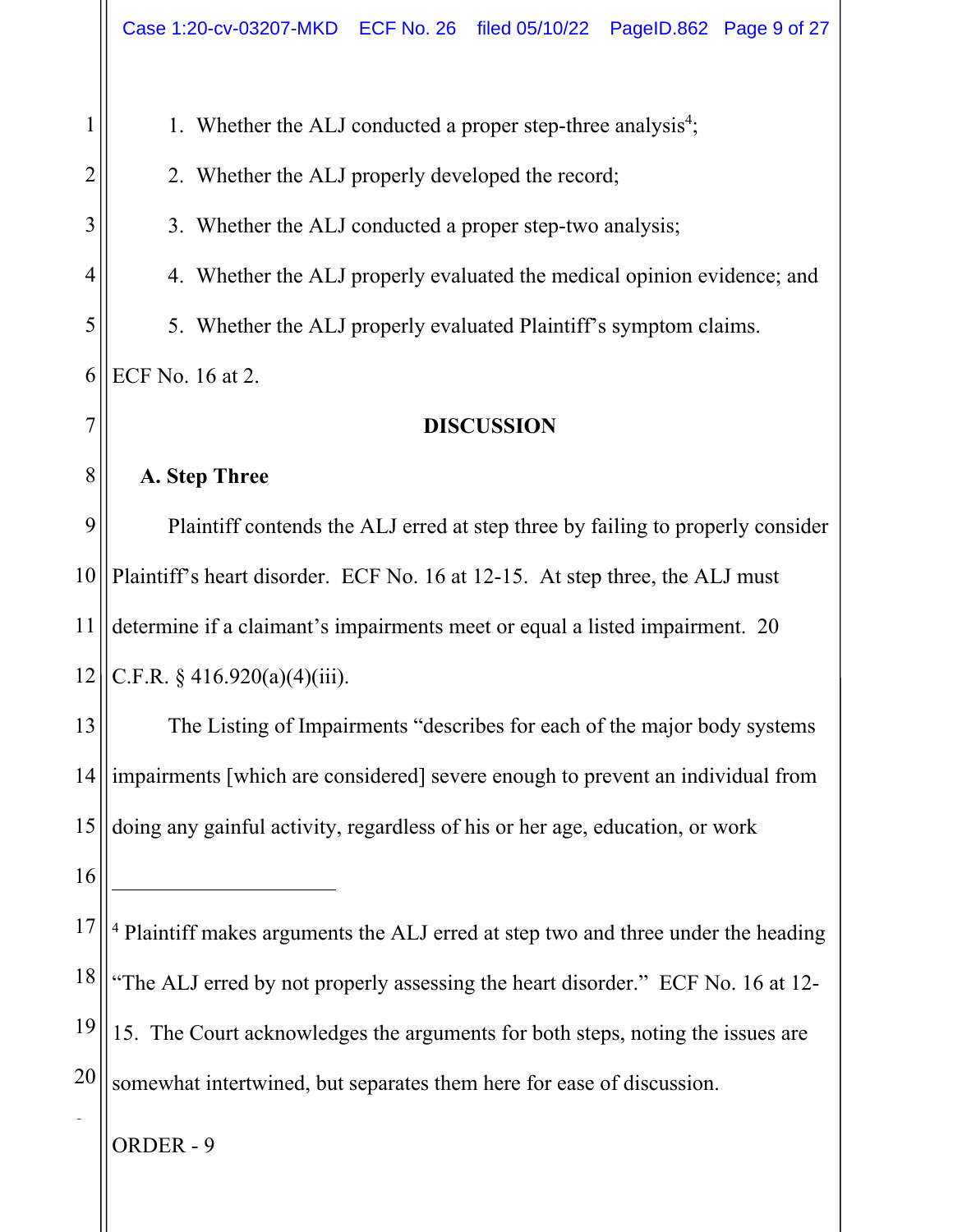1. Whether the ALJ conducted a proper step-three analysis[4];
2. Whether the ALJ properly developed the record;
3. Whether the ALJ conducted a proper step-two analysis;
4. Whether the ALJ properly evaluated the medical opinion evidence; and
5. Whether the ALJ properly evaluated Plaintiff's symptom claims.

ECF No. 16 at 2.

## DISCUSSION

### A. Step Three

Plaintiff contends the ALJ erred at step three by failing to properly consider Plaintiff's heart disorder. ECF No. 16 at 12-15. At step three, the ALJ must determine if a claimant's impairments meet or equal a listed impairment. 20 C.F.R. § 416.920(a)(4)(iii).

The Listing of Impairments "describes for each of the major body systems impairments [which are considered] severe enough to prevent an individual from doing any gainful activity, regardless of his or her age, education, or work

---

[4] Plaintiff makes arguments the ALJ erred at step two and three under the heading "The ALJ erred by not properly assessing the heart disorder." ECF No. 16 at 12-15. The Court acknowledges the arguments for both steps, noting the issues are somewhat intertwined, but separates them here for ease of discussion.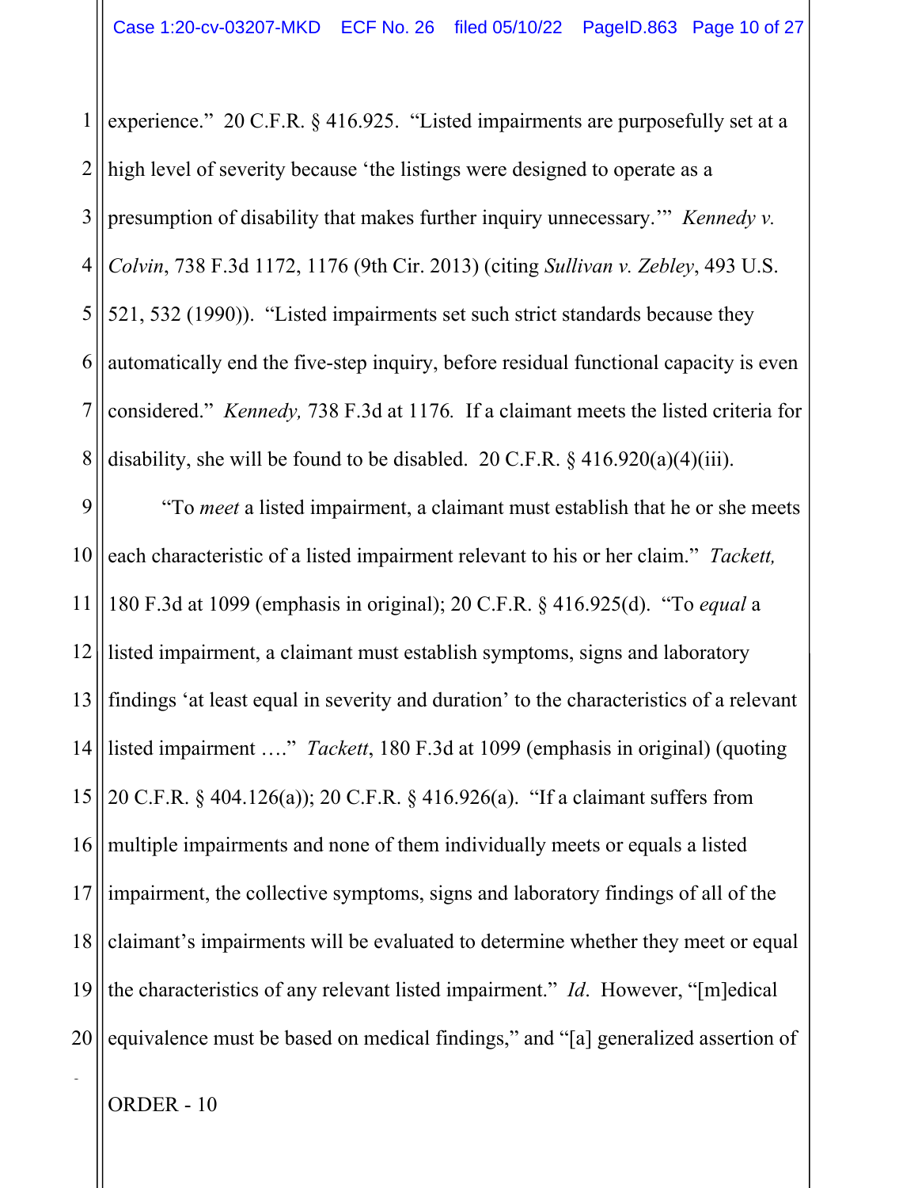experience." 20 C.F.R. § 416.925. "Listed impairments are purposefully set at a high level of severity because 'the listings were designed to operate as a presumption of disability that makes further inquiry unnecessary.'" *Kennedy v. Colvin*, 738 F.3d 1172, 1176 (9th Cir. 2013) (citing *Sullivan v. Zebley*, 493 U.S. 521, 532 (1990)). "Listed impairments set such strict standards because they automatically end the five-step inquiry, before residual functional capacity is even considered." *Kennedy,* 738 F.3d at 1176*.* If a claimant meets the listed criteria for disability, she will be found to be disabled. 20 C.F.R. § 416.920(a)(4)(iii).

"To *meet* a listed impairment, a claimant must establish that he or she meets each characteristic of a listed impairment relevant to his or her claim." *Tackett,* 180 F.3d at 1099 (emphasis in original); 20 C.F.R. § 416.925(d). "To *equal* a listed impairment, a claimant must establish symptoms, signs and laboratory findings 'at least equal in severity and duration' to the characteristics of a relevant listed impairment …." *Tackett*, 180 F.3d at 1099 (emphasis in original) (quoting 20 C.F.R. § 404.126(a)); 20 C.F.R. § 416.926(a). "If a claimant suffers from multiple impairments and none of them individually meets or equals a listed impairment, the collective symptoms, signs and laboratory findings of all of the claimant's impairments will be evaluated to determine whether they meet or equal the characteristics of any relevant listed impairment." *Id*. However, "[m]edical equivalence must be based on medical findings," and "[a] generalized assertion of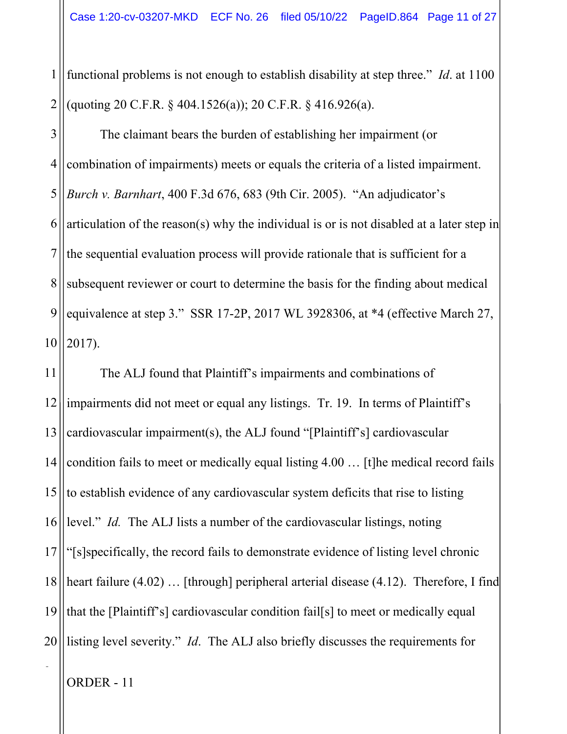functional problems is not enough to establish disability at step three." *Id*. at 1100 (quoting 20 C.F.R. § 404.1526(a)); 20 C.F.R. § 416.926(a).

The claimant bears the burden of establishing her impairment (or combination of impairments) meets or equals the criteria of a listed impairment. *Burch v. Barnhart*, 400 F.3d 676, 683 (9th Cir. 2005). "An adjudicator's articulation of the reason(s) why the individual is or is not disabled at a later step in the sequential evaluation process will provide rationale that is sufficient for a subsequent reviewer or court to determine the basis for the finding about medical equivalence at step 3." SSR 17-2P, 2017 WL 3928306, at *4 (effective March 27, 2017).

The ALJ found that Plaintiff's impairments and combinations of impairments did not meet or equal any listings. Tr. 19. In terms of Plaintiff's cardiovascular impairment(s), the ALJ found "[Plaintiff's] cardiovascular condition fails to meet or medically equal listing 4.00 … [t]he medical record fails to establish evidence of any cardiovascular system deficits that rise to listing level." *Id.* The ALJ lists a number of the cardiovascular listings, noting "[s]specifically, the record fails to demonstrate evidence of listing level chronic heart failure (4.02) … [through] peripheral arterial disease (4.12). Therefore, I find that the [Plaintiff's] cardiovascular condition fail[s] to meet or medically equal listing level severity." *Id*. The ALJ also briefly discusses the requirements for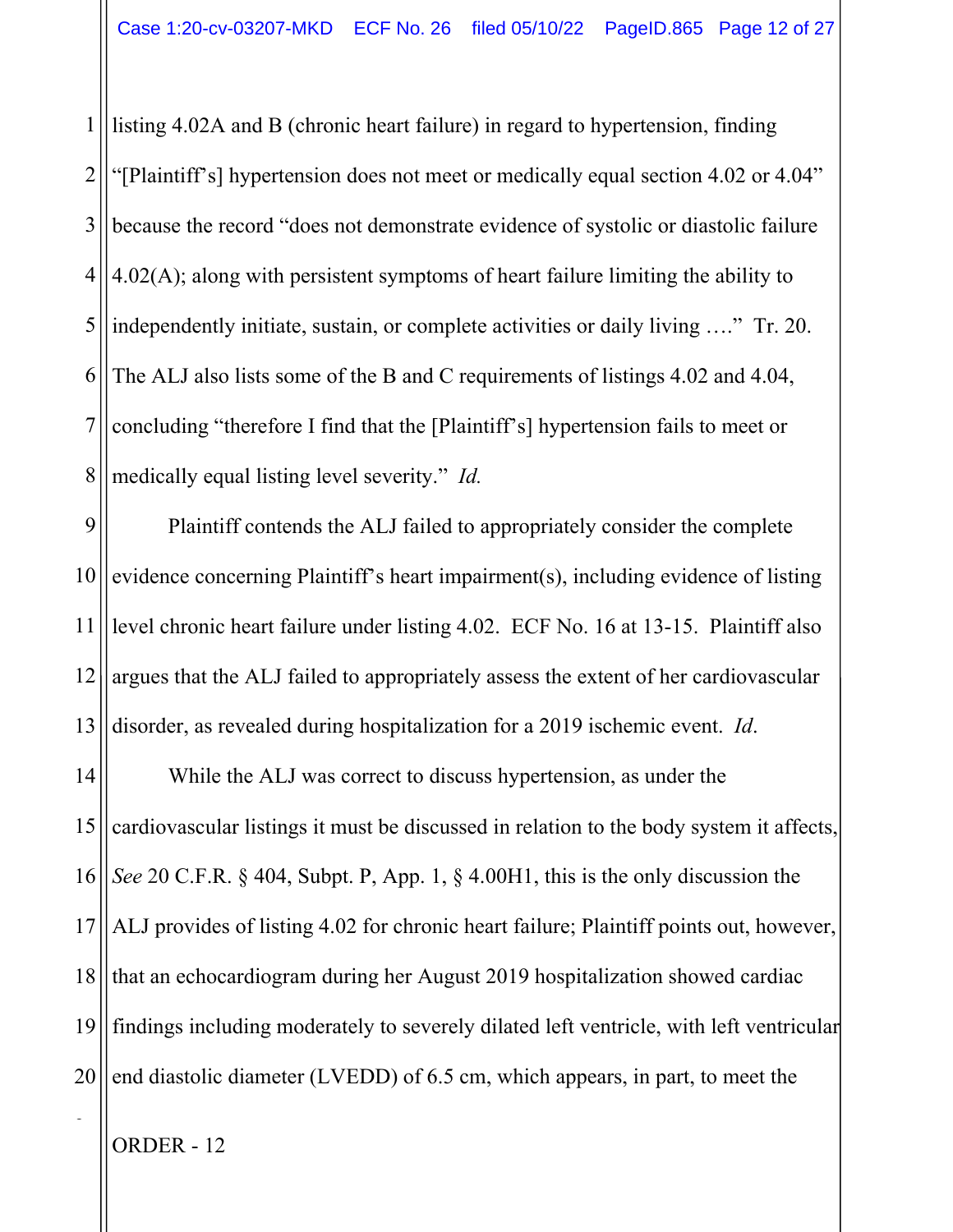listing 4.02A and B (chronic heart failure) in regard to hypertension, finding "[Plaintiff's] hypertension does not meet or medically equal section 4.02 or 4.04" because the record "does not demonstrate evidence of systolic or diastolic failure 4.02(A); along with persistent symptoms of heart failure limiting the ability to independently initiate, sustain, or complete activities or daily living …." Tr. 20. The ALJ also lists some of the B and C requirements of listings 4.02 and 4.04, concluding "therefore I find that the [Plaintiff's] hypertension fails to meet or medically equal listing level severity." *Id.*

Plaintiff contends the ALJ failed to appropriately consider the complete evidence concerning Plaintiff's heart impairment(s), including evidence of listing level chronic heart failure under listing 4.02. ECF No. 16 at 13-15. Plaintiff also argues that the ALJ failed to appropriately assess the extent of her cardiovascular disorder, as revealed during hospitalization for a 2019 ischemic event. *Id*.

While the ALJ was correct to discuss hypertension, as under the cardiovascular listings it must be discussed in relation to the body system it affects, *See* 20 C.F.R. § 404, Subpt. P, App. 1, § 4.00H1, this is the only discussion the ALJ provides of listing 4.02 for chronic heart failure; Plaintiff points out, however, that an echocardiogram during her August 2019 hospitalization showed cardiac findings including moderately to severely dilated left ventricle, with left ventricular end diastolic diameter (LVEDD) of 6.5 cm, which appears, in part, to meet the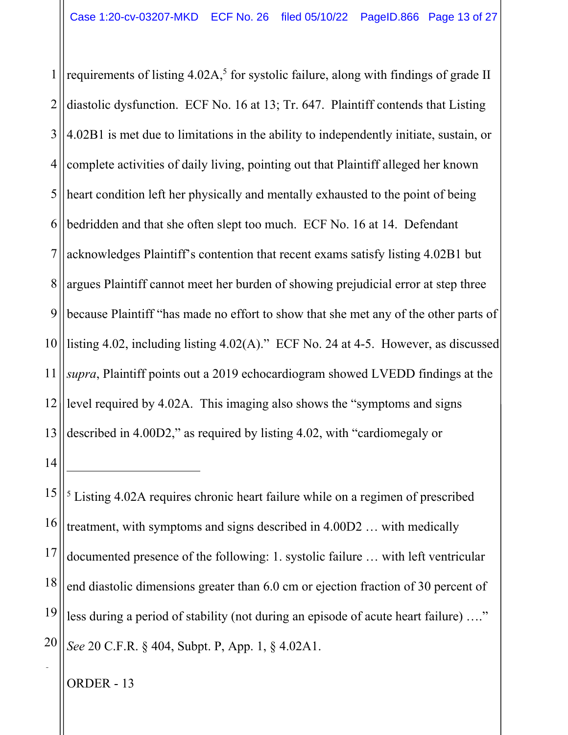requirements of listing 4.02A,[5] for systolic failure, along with findings of grade II diastolic dysfunction. ECF No. 16 at 13; Tr. 647. Plaintiff contends that Listing 4.02B1 is met due to limitations in the ability to independently initiate, sustain, or complete activities of daily living, pointing out that Plaintiff alleged her known heart condition left her physically and mentally exhausted to the point of being bedridden and that she often slept too much. ECF No. 16 at 14. Defendant acknowledges Plaintiff's contention that recent exams satisfy listing 4.02B1 but argues Plaintiff cannot meet her burden of showing prejudicial error at step three because Plaintiff "has made no effort to show that she met any of the other parts of listing 4.02, including listing 4.02(A)." ECF No. 24 at 4-5. However, as discussed *supra*, Plaintiff points out a 2019 echocardiogram showed LVEDD findings at the level required by 4.02A. This imaging also shows the "symptoms and signs described in 4.00D2," as required by listing 4.02, with "cardiomegaly or

---

[5] Listing 4.02A requires chronic heart failure while on a regimen of prescribed treatment, with symptoms and signs described in 4.00D2 … with medically documented presence of the following: 1. systolic failure … with left ventricular end diastolic dimensions greater than 6.0 cm or ejection fraction of 30 percent of less during a period of stability (not during an episode of acute heart failure) …." *See* 20 C.F.R. § 404, Subpt. P, App. 1, § 4.02A1.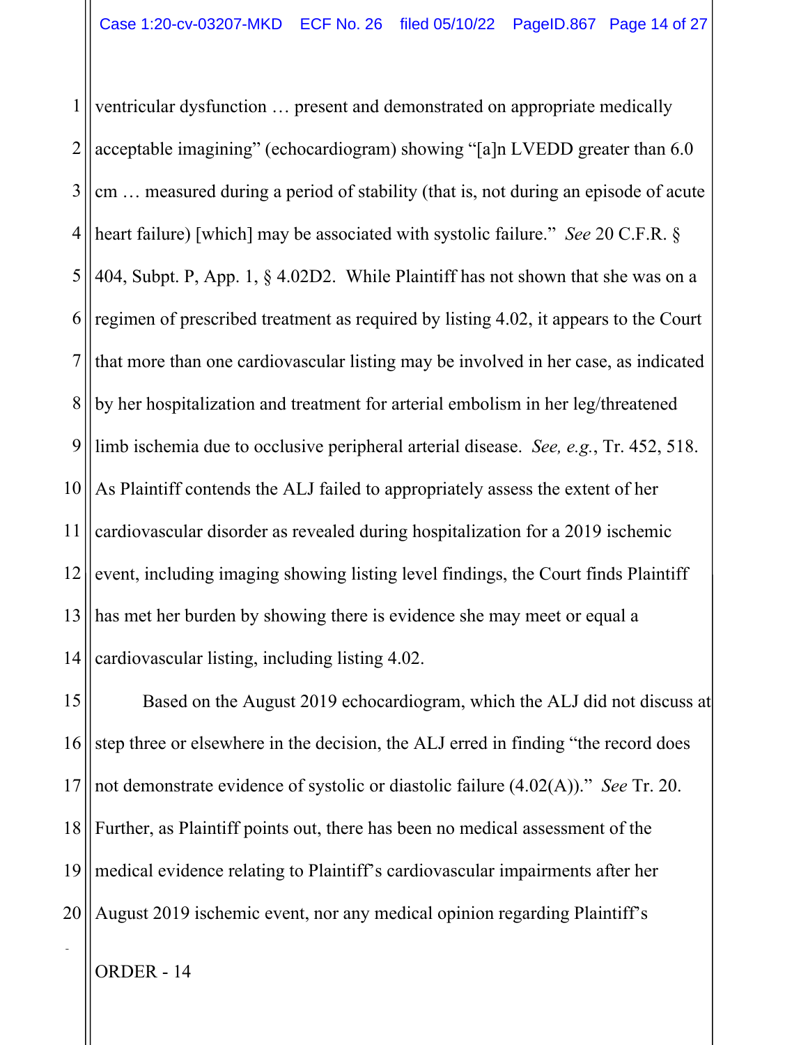ventricular dysfunction … present and demonstrated on appropriate medically acceptable imagining" (echocardiogram) showing "[a]n LVEDD greater than 6.0 cm … measured during a period of stability (that is, not during an episode of acute heart failure) [which] may be associated with systolic failure." *See* 20 C.F.R. § 404, Subpt. P, App. 1, § 4.02D2. While Plaintiff has not shown that she was on a regimen of prescribed treatment as required by listing 4.02, it appears to the Court that more than one cardiovascular listing may be involved in her case, as indicated by her hospitalization and treatment for arterial embolism in her leg/threatened limb ischemia due to occlusive peripheral arterial disease. *See, e.g.*, Tr. 452, 518. As Plaintiff contends the ALJ failed to appropriately assess the extent of her cardiovascular disorder as revealed during hospitalization for a 2019 ischemic event, including imaging showing listing level findings, the Court finds Plaintiff has met her burden by showing there is evidence she may meet or equal a cardiovascular listing, including listing 4.02.

Based on the August 2019 echocardiogram, which the ALJ did not discuss at step three or elsewhere in the decision, the ALJ erred in finding "the record does not demonstrate evidence of systolic or diastolic failure (4.02(A))." *See* Tr. 20. Further, as Plaintiff points out, there has been no medical assessment of the medical evidence relating to Plaintiff's cardiovascular impairments after her August 2019 ischemic event, nor any medical opinion regarding Plaintiff's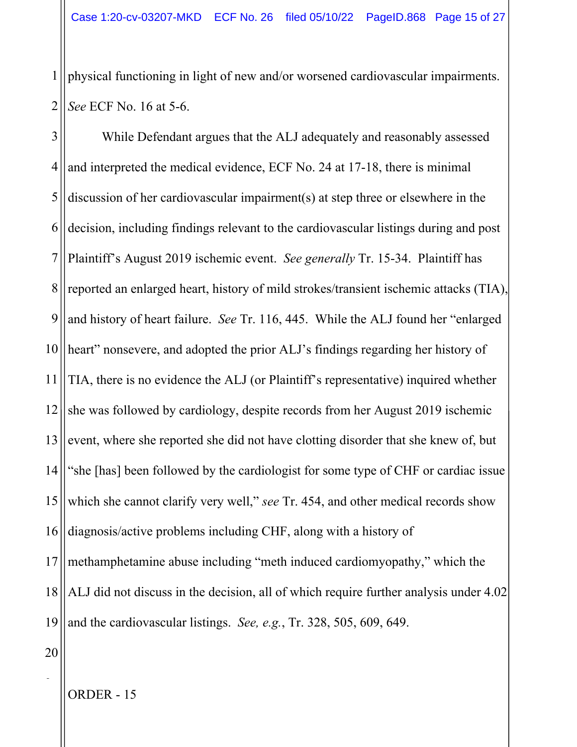physical functioning in light of new and/or worsened cardiovascular impairments. *See* ECF No. 16 at 5-6.

While Defendant argues that the ALJ adequately and reasonably assessed and interpreted the medical evidence, ECF No. 24 at 17-18, there is minimal discussion of her cardiovascular impairment(s) at step three or elsewhere in the decision, including findings relevant to the cardiovascular listings during and post Plaintiff's August 2019 ischemic event. *See generally* Tr. 15-34. Plaintiff has reported an enlarged heart, history of mild strokes/transient ischemic attacks (TIA), and history of heart failure. *See* Tr. 116, 445. While the ALJ found her "enlarged heart" nonsevere, and adopted the prior ALJ's findings regarding her history of TIA, there is no evidence the ALJ (or Plaintiff's representative) inquired whether she was followed by cardiology, despite records from her August 2019 ischemic event, where she reported she did not have clotting disorder that she knew of, but "she [has] been followed by the cardiologist for some type of CHF or cardiac issue which she cannot clarify very well," *see* Tr. 454, and other medical records show diagnosis/active problems including CHF, along with a history of methamphetamine abuse including "meth induced cardiomyopathy," which the ALJ did not discuss in the decision, all of which require further analysis under 4.02 and the cardiovascular listings. *See, e.g.*, Tr. 328, 505, 609, 649.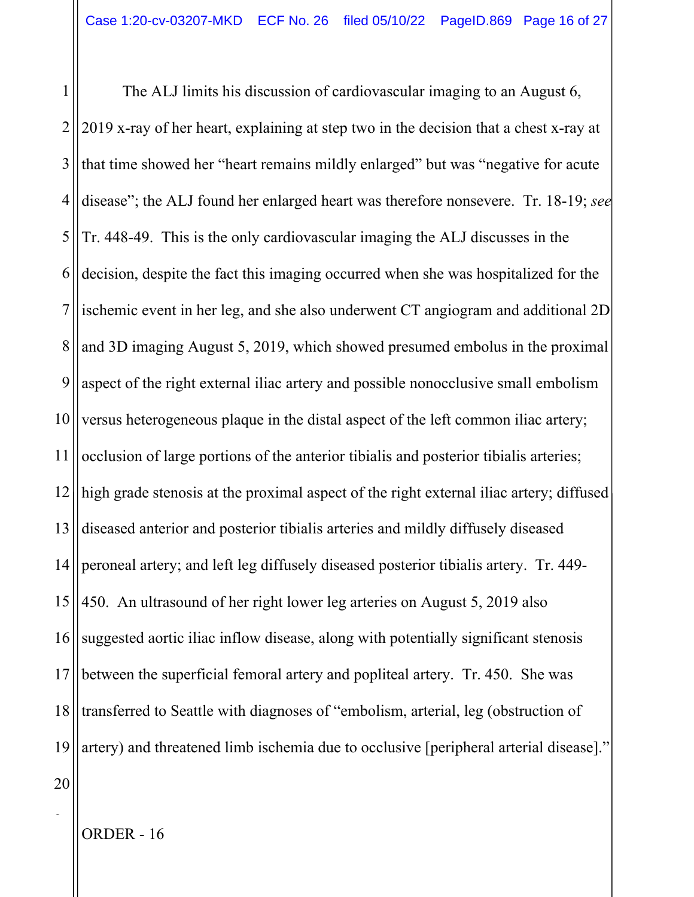The ALJ limits his discussion of cardiovascular imaging to an August 6, 2019 x-ray of her heart, explaining at step two in the decision that a chest x-ray at that time showed her "heart remains mildly enlarged" but was "negative for acute disease"; the ALJ found her enlarged heart was therefore nonsevere. Tr. 18-19; *see* Tr. 448-49. This is the only cardiovascular imaging the ALJ discusses in the decision, despite the fact this imaging occurred when she was hospitalized for the ischemic event in her leg, and she also underwent CT angiogram and additional 2D and 3D imaging August 5, 2019, which showed presumed embolus in the proximal aspect of the right external iliac artery and possible nonocclusive small embolism versus heterogeneous plaque in the distal aspect of the left common iliac artery; occlusion of large portions of the anterior tibialis and posterior tibialis arteries; high grade stenosis at the proximal aspect of the right external iliac artery; diffused diseased anterior and posterior tibialis arteries and mildly diffusely diseased peroneal artery; and left leg diffusely diseased posterior tibialis artery. Tr. 449-450. An ultrasound of her right lower leg arteries on August 5, 2019 also suggested aortic iliac inflow disease, along with potentially significant stenosis between the superficial femoral artery and popliteal artery. Tr. 450. She was transferred to Seattle with diagnoses of "embolism, arterial, leg (obstruction of artery) and threatened limb ischemia due to occlusive [peripheral arterial disease]."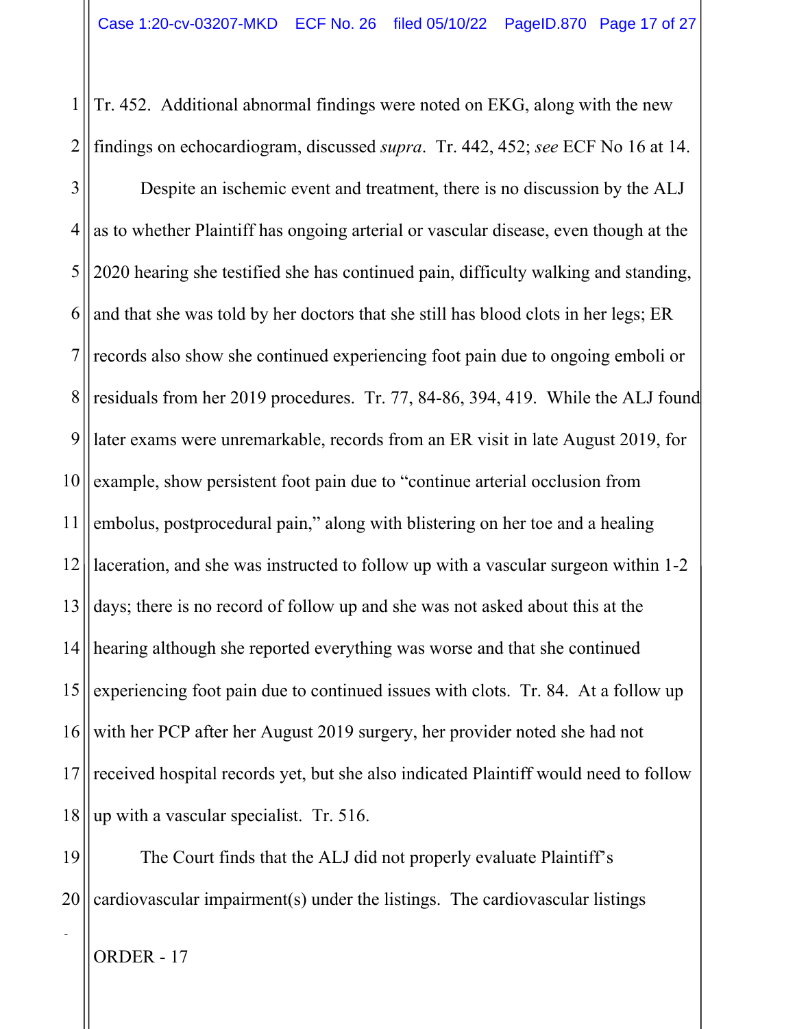Tr. 452. Additional abnormal findings were noted on EKG, along with the new findings on echocardiogram, discussed *supra*. Tr. 442, 452; *see* ECF No 16 at 14.

Despite an ischemic event and treatment, there is no discussion by the ALJ as to whether Plaintiff has ongoing arterial or vascular disease, even though at the 2020 hearing she testified she has continued pain, difficulty walking and standing, and that she was told by her doctors that she still has blood clots in her legs; ER records also show she continued experiencing foot pain due to ongoing emboli or residuals from her 2019 procedures. Tr. 77, 84-86, 394, 419. While the ALJ found later exams were unremarkable, records from an ER visit in late August 2019, for example, show persistent foot pain due to "continue arterial occlusion from embolus, postprocedural pain," along with blistering on her toe and a healing laceration, and she was instructed to follow up with a vascular surgeon within 1-2 days; there is no record of follow up and she was not asked about this at the hearing although she reported everything was worse and that she continued experiencing foot pain due to continued issues with clots. Tr. 84. At a follow up with her PCP after her August 2019 surgery, her provider noted she had not received hospital records yet, but she also indicated Plaintiff would need to follow up with a vascular specialist. Tr. 516.

The Court finds that the ALJ did not properly evaluate Plaintiff's cardiovascular impairment(s) under the listings. The cardiovascular listings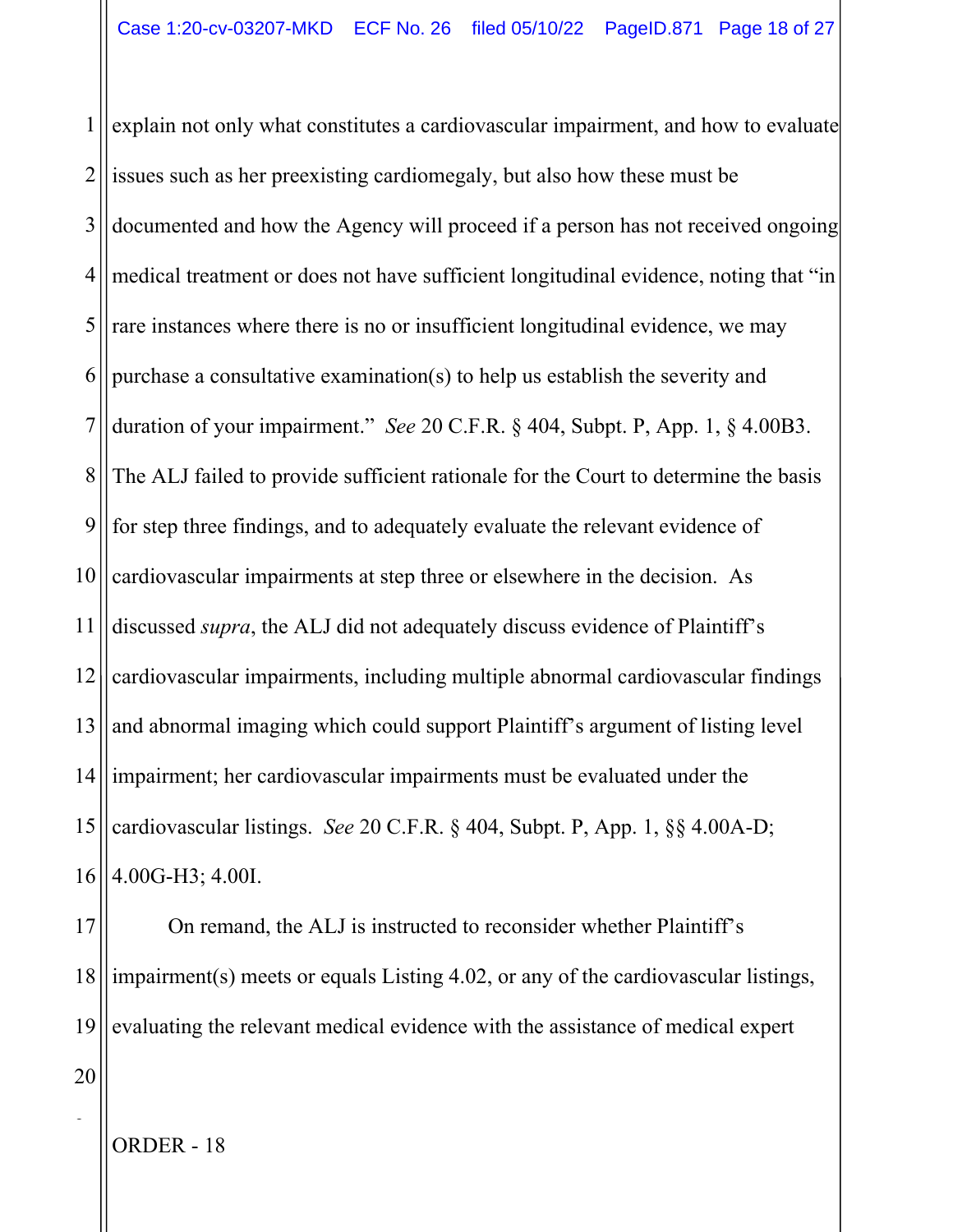explain not only what constitutes a cardiovascular impairment, and how to evaluate issues such as her preexisting cardiomegaly, but also how these must be documented and how the Agency will proceed if a person has not received ongoing medical treatment or does not have sufficient longitudinal evidence, noting that "in rare instances where there is no or insufficient longitudinal evidence, we may purchase a consultative examination(s) to help us establish the severity and duration of your impairment." *See* 20 C.F.R. § 404, Subpt. P, App. 1, § 4.00B3. The ALJ failed to provide sufficient rationale for the Court to determine the basis for step three findings, and to adequately evaluate the relevant evidence of cardiovascular impairments at step three or elsewhere in the decision. As discussed *supra*, the ALJ did not adequately discuss evidence of Plaintiff's cardiovascular impairments, including multiple abnormal cardiovascular findings and abnormal imaging which could support Plaintiff's argument of listing level impairment; her cardiovascular impairments must be evaluated under the cardiovascular listings. *See* 20 C.F.R. § 404, Subpt. P, App. 1, §§ 4.00A-D; 4.00G-H3; 4.00I.

On remand, the ALJ is instructed to reconsider whether Plaintiff's impairment(s) meets or equals Listing 4.02, or any of the cardiovascular listings, evaluating the relevant medical evidence with the assistance of medical expert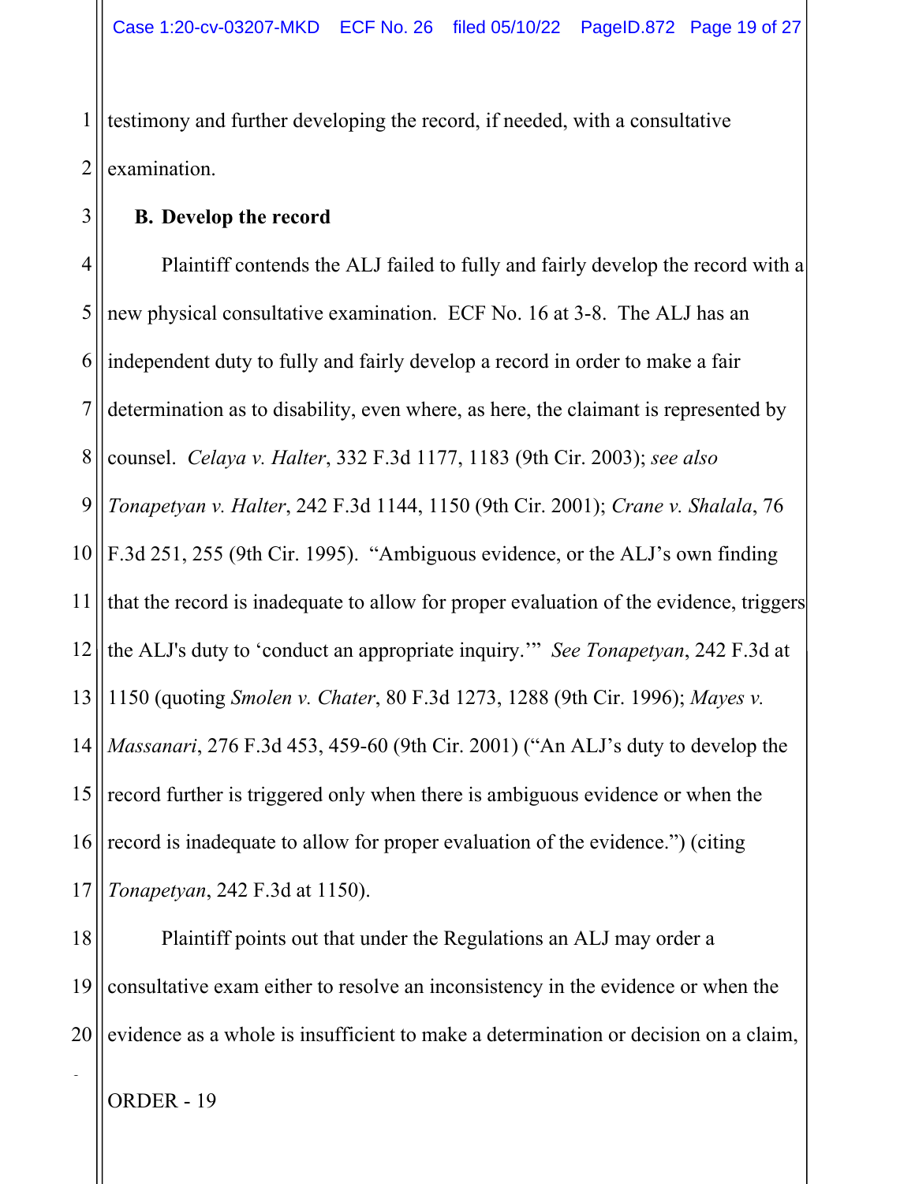testimony and further developing the record, if needed, with a consultative examination.

**B. Develop the record**

Plaintiff contends the ALJ failed to fully and fairly develop the record with a new physical consultative examination. ECF No. 16 at 3-8. The ALJ has an independent duty to fully and fairly develop a record in order to make a fair determination as to disability, even where, as here, the claimant is represented by counsel. *Celaya v. Halter*, 332 F.3d 1177, 1183 (9th Cir. 2003); *see also Tonapetyan v. Halter*, 242 F.3d 1144, 1150 (9th Cir. 2001); *Crane v. Shalala*, 76 F.3d 251, 255 (9th Cir. 1995). "Ambiguous evidence, or the ALJ's own finding that the record is inadequate to allow for proper evaluation of the evidence, triggers the ALJ's duty to 'conduct an appropriate inquiry.'" *See Tonapetyan*, 242 F.3d at 1150 (quoting *Smolen v. Chater*, 80 F.3d 1273, 1288 (9th Cir. 1996); *Mayes v. Massanari*, 276 F.3d 453, 459-60 (9th Cir. 2001) ("An ALJ's duty to develop the record further is triggered only when there is ambiguous evidence or when the record is inadequate to allow for proper evaluation of the evidence.") (citing *Tonapetyan*, 242 F.3d at 1150).

Plaintiff points out that under the Regulations an ALJ may order a consultative exam either to resolve an inconsistency in the evidence or when the evidence as a whole is insufficient to make a determination or decision on a claim,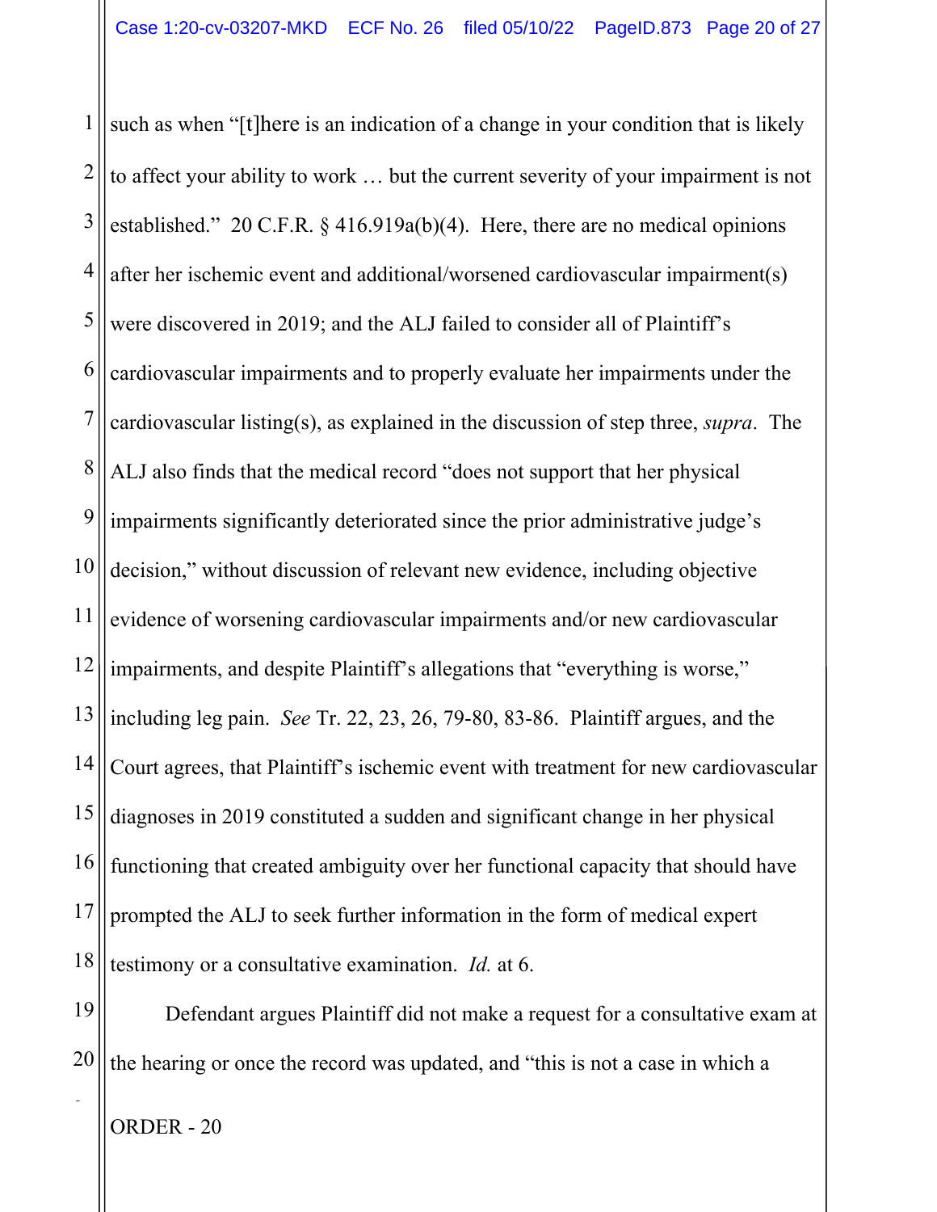such as when "[t]here is an indication of a change in your condition that is likely to affect your ability to work … but the current severity of your impairment is not established." 20 C.F.R. § 416.919a(b)(4). Here, there are no medical opinions after her ischemic event and additional/worsened cardiovascular impairment(s) were discovered in 2019; and the ALJ failed to consider all of Plaintiff's cardiovascular impairments and to properly evaluate her impairments under the cardiovascular listing(s), as explained in the discussion of step three, *supra*. The ALJ also finds that the medical record "does not support that her physical impairments significantly deteriorated since the prior administrative judge's decision," without discussion of relevant new evidence, including objective evidence of worsening cardiovascular impairments and/or new cardiovascular impairments, and despite Plaintiff's allegations that "everything is worse," including leg pain. *See* Tr. 22, 23, 26, 79-80, 83-86. Plaintiff argues, and the Court agrees, that Plaintiff's ischemic event with treatment for new cardiovascular diagnoses in 2019 constituted a sudden and significant change in her physical functioning that created ambiguity over her functional capacity that should have prompted the ALJ to seek further information in the form of medical expert testimony or a consultative examination. *Id.* at 6.

Defendant argues Plaintiff did not make a request for a consultative exam at the hearing or once the record was updated, and "this is not a case in which a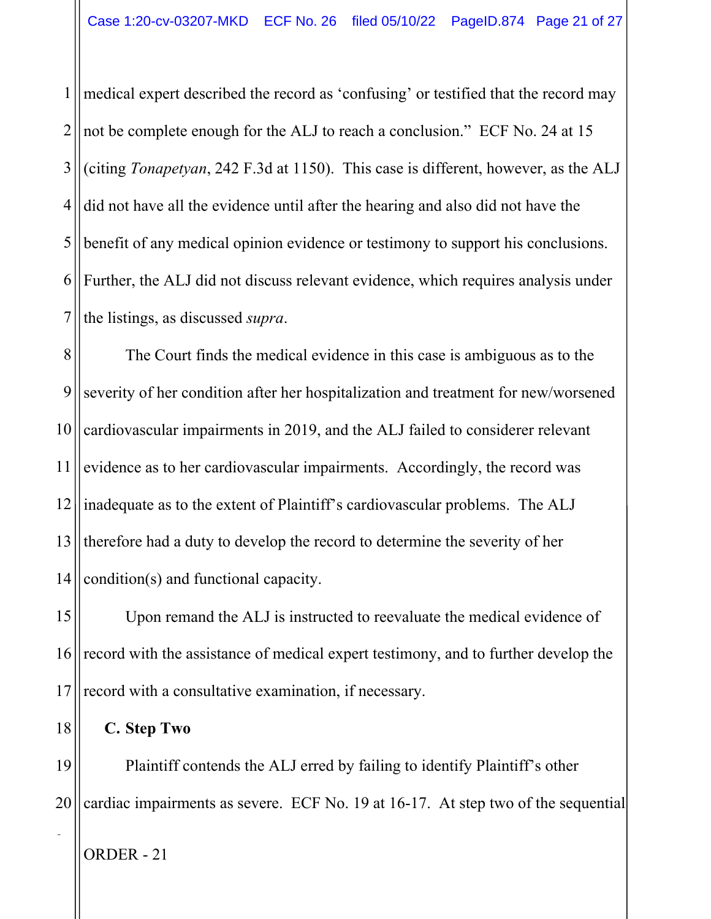medical expert described the record as 'confusing' or testified that the record may not be complete enough for the ALJ to reach a conclusion." ECF No. 24 at 15 (citing *Tonapetyan*, 242 F.3d at 1150). This case is different, however, as the ALJ did not have all the evidence until after the hearing and also did not have the benefit of any medical opinion evidence or testimony to support his conclusions. Further, the ALJ did not discuss relevant evidence, which requires analysis under the listings, as discussed *supra*.

The Court finds the medical evidence in this case is ambiguous as to the severity of her condition after her hospitalization and treatment for new/worsened cardiovascular impairments in 2019, and the ALJ failed to considerer relevant evidence as to her cardiovascular impairments. Accordingly, the record was inadequate as to the extent of Plaintiff's cardiovascular problems. The ALJ therefore had a duty to develop the record to determine the severity of her condition(s) and functional capacity.

Upon remand the ALJ is instructed to reevaluate the medical evidence of record with the assistance of medical expert testimony, and to further develop the record with a consultative examination, if necessary.

### C. Step Two

Plaintiff contends the ALJ erred by failing to identify Plaintiff's other cardiac impairments as severe. ECF No. 19 at 16-17. At step two of the sequential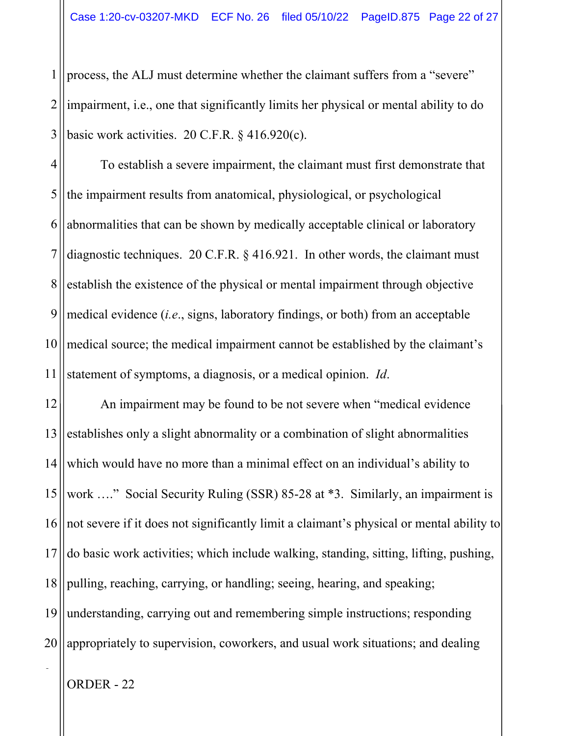process, the ALJ must determine whether the claimant suffers from a "severe" impairment, i.e., one that significantly limits her physical or mental ability to do basic work activities. 20 C.F.R. § 416.920(c).

To establish a severe impairment, the claimant must first demonstrate that the impairment results from anatomical, physiological, or psychological abnormalities that can be shown by medically acceptable clinical or laboratory diagnostic techniques. 20 C.F.R. § 416.921. In other words, the claimant must establish the existence of the physical or mental impairment through objective medical evidence (*i.e.*, signs, laboratory findings, or both) from an acceptable medical source; the medical impairment cannot be established by the claimant's statement of symptoms, a diagnosis, or a medical opinion. *Id*.

An impairment may be found to be not severe when "medical evidence establishes only a slight abnormality or a combination of slight abnormalities which would have no more than a minimal effect on an individual's ability to work …." Social Security Ruling (SSR) 85-28 at *3. Similarly, an impairment is not severe if it does not significantly limit a claimant's physical or mental ability to do basic work activities; which include walking, standing, sitting, lifting, pushing, pulling, reaching, carrying, or handling; seeing, hearing, and speaking; understanding, carrying out and remembering simple instructions; responding appropriately to supervision, coworkers, and usual work situations; and dealing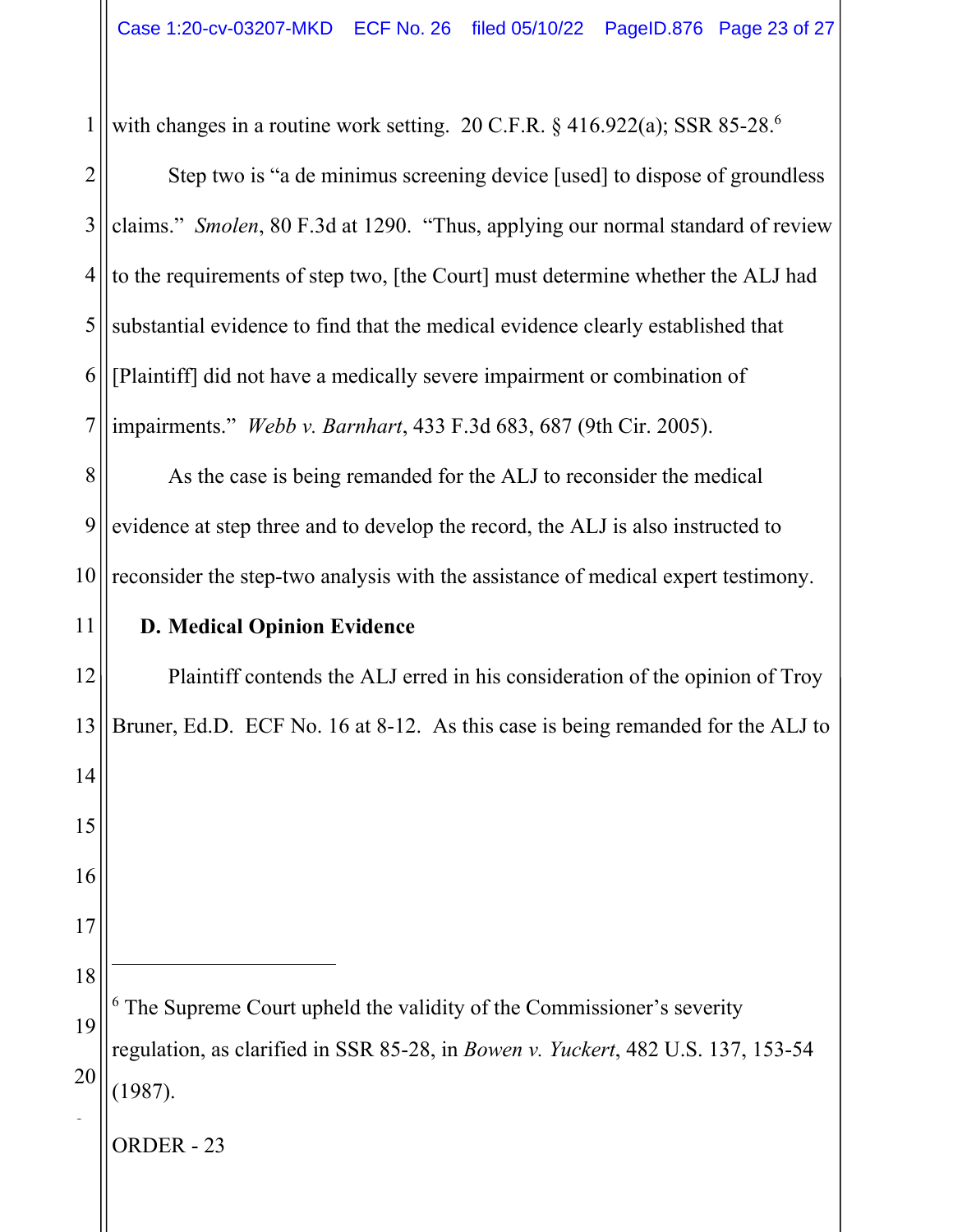with changes in a routine work setting. 20 C.F.R. § 416.922(a); SSR 85-28.[6]

Step two is "a de minimus screening device [used] to dispose of groundless claims." *Smolen*, 80 F.3d at 1290. "Thus, applying our normal standard of review to the requirements of step two, [the Court] must determine whether the ALJ had substantial evidence to find that the medical evidence clearly established that [Plaintiff] did not have a medically severe impairment or combination of impairments." *Webb v. Barnhart*, 433 F.3d 683, 687 (9th Cir. 2005).

As the case is being remanded for the ALJ to reconsider the medical evidence at step three and to develop the record, the ALJ is also instructed to reconsider the step-two analysis with the assistance of medical expert testimony.

**D. Medical Opinion Evidence**

Plaintiff contends the ALJ erred in his consideration of the opinion of Troy Bruner, Ed.D. ECF No. 16 at 8-12. As this case is being remanded for the ALJ to

---

[6] The Supreme Court upheld the validity of the Commissioner's severity regulation, as clarified in SSR 85-28, in *Bowen v. Yuckert*, 482 U.S. 137, 153-54 (1987).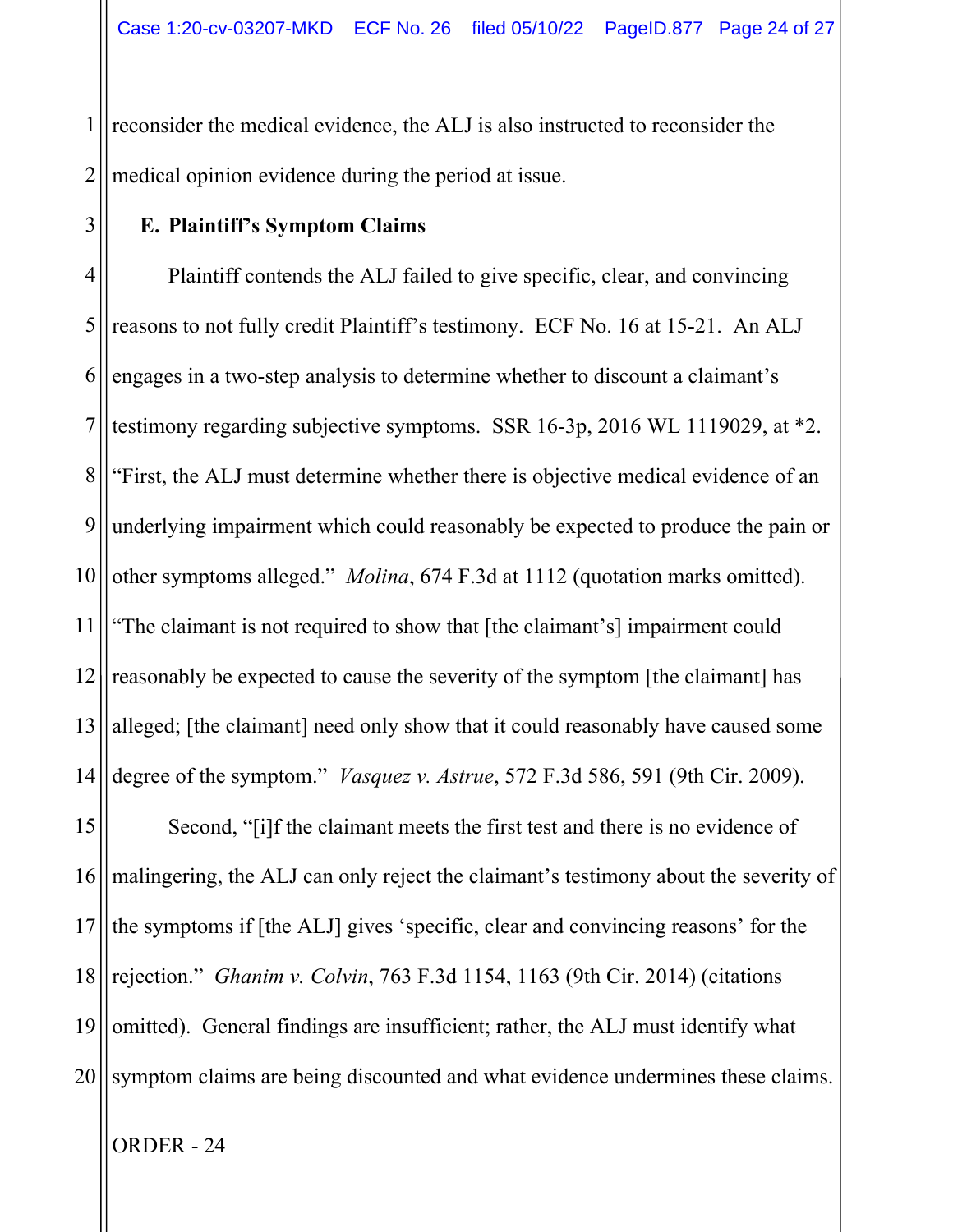reconsider the medical evidence, the ALJ is also instructed to reconsider the medical opinion evidence during the period at issue.

### E. Plaintiff's Symptom Claims

Plaintiff contends the ALJ failed to give specific, clear, and convincing reasons to not fully credit Plaintiff's testimony. ECF No. 16 at 15-21. An ALJ engages in a two-step analysis to determine whether to discount a claimant's testimony regarding subjective symptoms. SSR 16-3p, 2016 WL 1119029, at *2. "First, the ALJ must determine whether there is objective medical evidence of an underlying impairment which could reasonably be expected to produce the pain or other symptoms alleged." *Molina*, 674 F.3d at 1112 (quotation marks omitted). "The claimant is not required to show that [the claimant's] impairment could reasonably be expected to cause the severity of the symptom [the claimant] has alleged; [the claimant] need only show that it could reasonably have caused some degree of the symptom." *Vasquez v. Astrue*, 572 F.3d 586, 591 (9th Cir. 2009).

Second, "[i]f the claimant meets the first test and there is no evidence of malingering, the ALJ can only reject the claimant's testimony about the severity of the symptoms if [the ALJ] gives 'specific, clear and convincing reasons' for the rejection." *Ghanim v. Colvin*, 763 F.3d 1154, 1163 (9th Cir. 2014) (citations omitted). General findings are insufficient; rather, the ALJ must identify what symptom claims are being discounted and what evidence undermines these claims.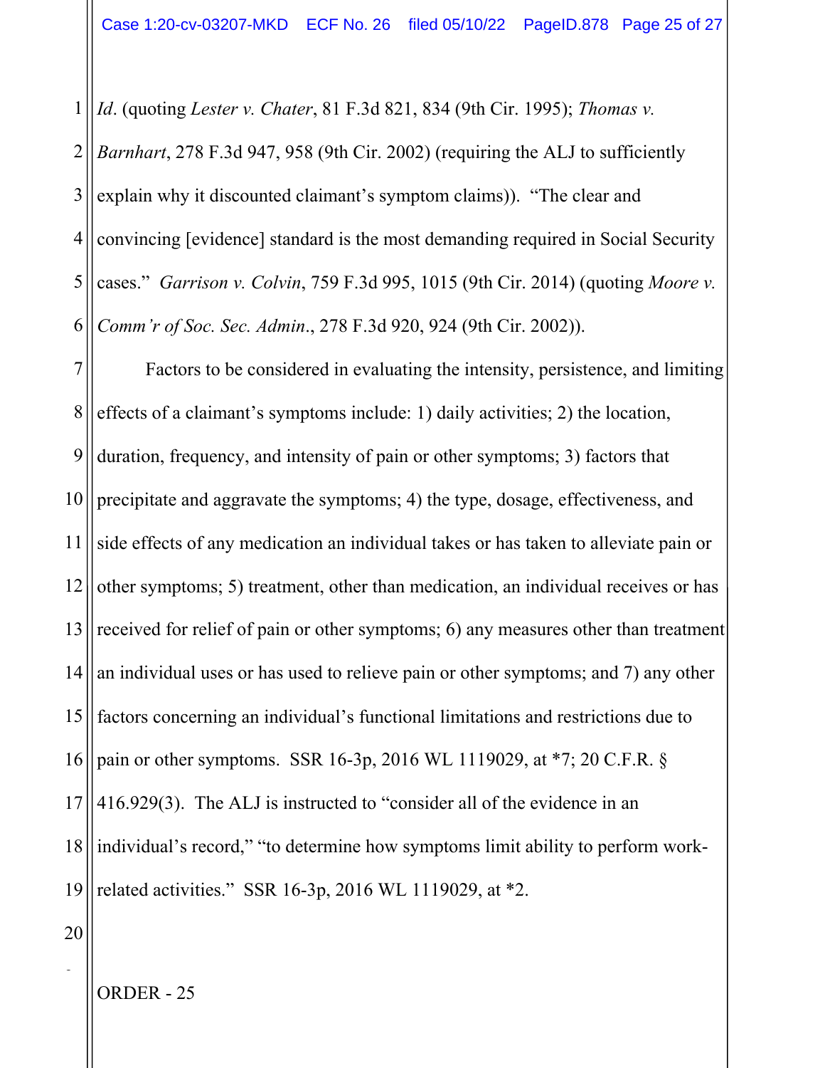*Id*. (quoting *Lester v. Chater*, 81 F.3d 821, 834 (9th Cir. 1995); *Thomas v. Barnhart*, 278 F.3d 947, 958 (9th Cir. 2002) (requiring the ALJ to sufficiently explain why it discounted claimant's symptom claims)). "The clear and convincing [evidence] standard is the most demanding required in Social Security cases." *Garrison v. Colvin*, 759 F.3d 995, 1015 (9th Cir. 2014) (quoting *Moore v. Comm'r of Soc. Sec. Admin*., 278 F.3d 920, 924 (9th Cir. 2002)).

Factors to be considered in evaluating the intensity, persistence, and limiting effects of a claimant's symptoms include: 1) daily activities; 2) the location, duration, frequency, and intensity of pain or other symptoms; 3) factors that precipitate and aggravate the symptoms; 4) the type, dosage, effectiveness, and side effects of any medication an individual takes or has taken to alleviate pain or other symptoms; 5) treatment, other than medication, an individual receives or has received for relief of pain or other symptoms; 6) any measures other than treatment an individual uses or has used to relieve pain or other symptoms; and 7) any other factors concerning an individual's functional limitations and restrictions due to pain or other symptoms. SSR 16-3p, 2016 WL 1119029, at *7; 20 C.F.R. § 416.929(3). The ALJ is instructed to "consider all of the evidence in an individual's record," "to determine how symptoms limit ability to perform work-related activities." SSR 16-3p, 2016 WL 1119029, at *2.

ORDER - 25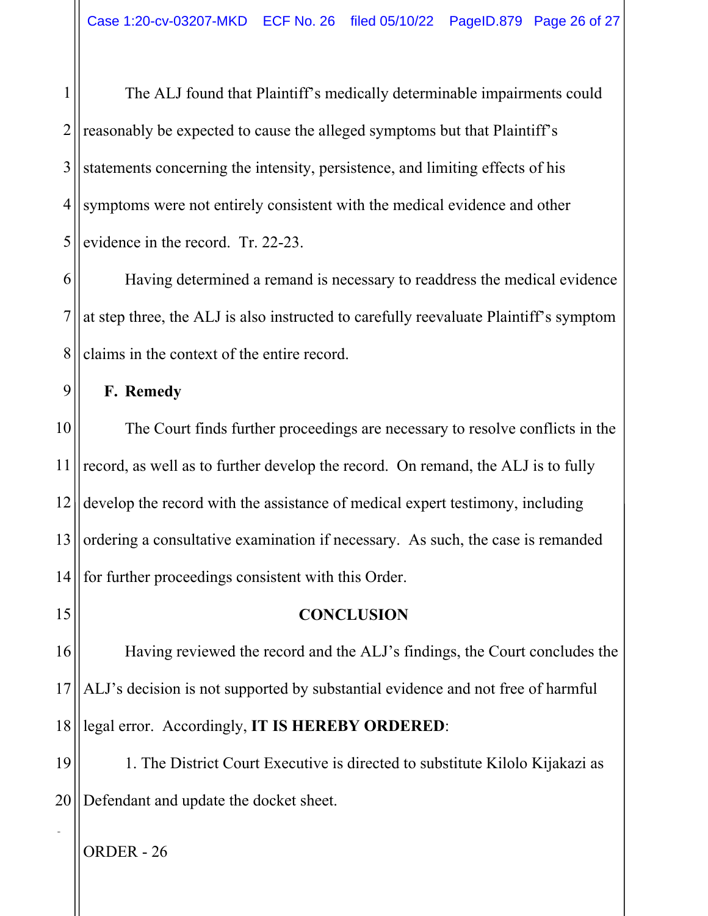The ALJ found that Plaintiff's medically determinable impairments could reasonably be expected to cause the alleged symptoms but that Plaintiff's statements concerning the intensity, persistence, and limiting effects of his symptoms were not entirely consistent with the medical evidence and other evidence in the record. Tr. 22-23.

Having determined a remand is necessary to readdress the medical evidence at step three, the ALJ is also instructed to carefully reevaluate Plaintiff's symptom claims in the context of the entire record.

**F. Remedy**

The Court finds further proceedings are necessary to resolve conflicts in the record, as well as to further develop the record. On remand, the ALJ is to fully develop the record with the assistance of medical expert testimony, including ordering a consultative examination if necessary. As such, the case is remanded for further proceedings consistent with this Order.

## CONCLUSION

Having reviewed the record and the ALJ's findings, the Court concludes the ALJ's decision is not supported by substantial evidence and not free of harmful legal error. Accordingly, **IT IS HEREBY ORDERED**:

1. The District Court Executive is directed to substitute Kilolo Kijakazi as Defendant and update the docket sheet.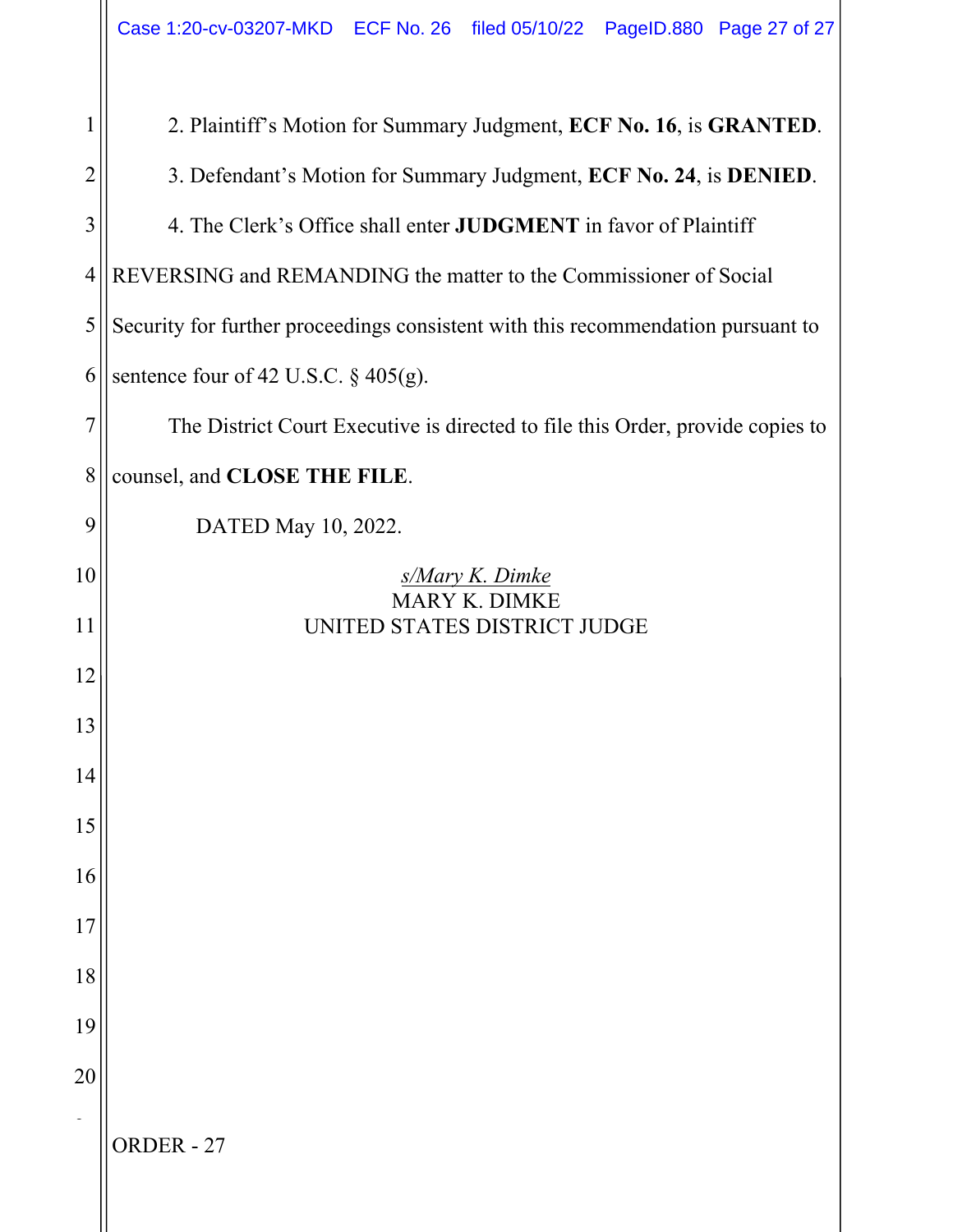2. Plaintiff's Motion for Summary Judgment, **ECF No. 16**, is **GRANTED**.

3. Defendant's Motion for Summary Judgment, **ECF No. 24**, is **DENIED**.

4. The Clerk's Office shall enter **JUDGMENT** in favor of Plaintiff REVERSING and REMANDING the matter to the Commissioner of Social Security for further proceedings consistent with this recommendation pursuant to sentence four of 42 U.S.C. § 405(g).

The District Court Executive is directed to file this Order, provide copies to counsel, and **CLOSE THE FILE**.

DATED May 10, 2022.

*s/Mary K. Dimke*
MARY K. DIMKE
UNITED STATES DISTRICT JUDGE